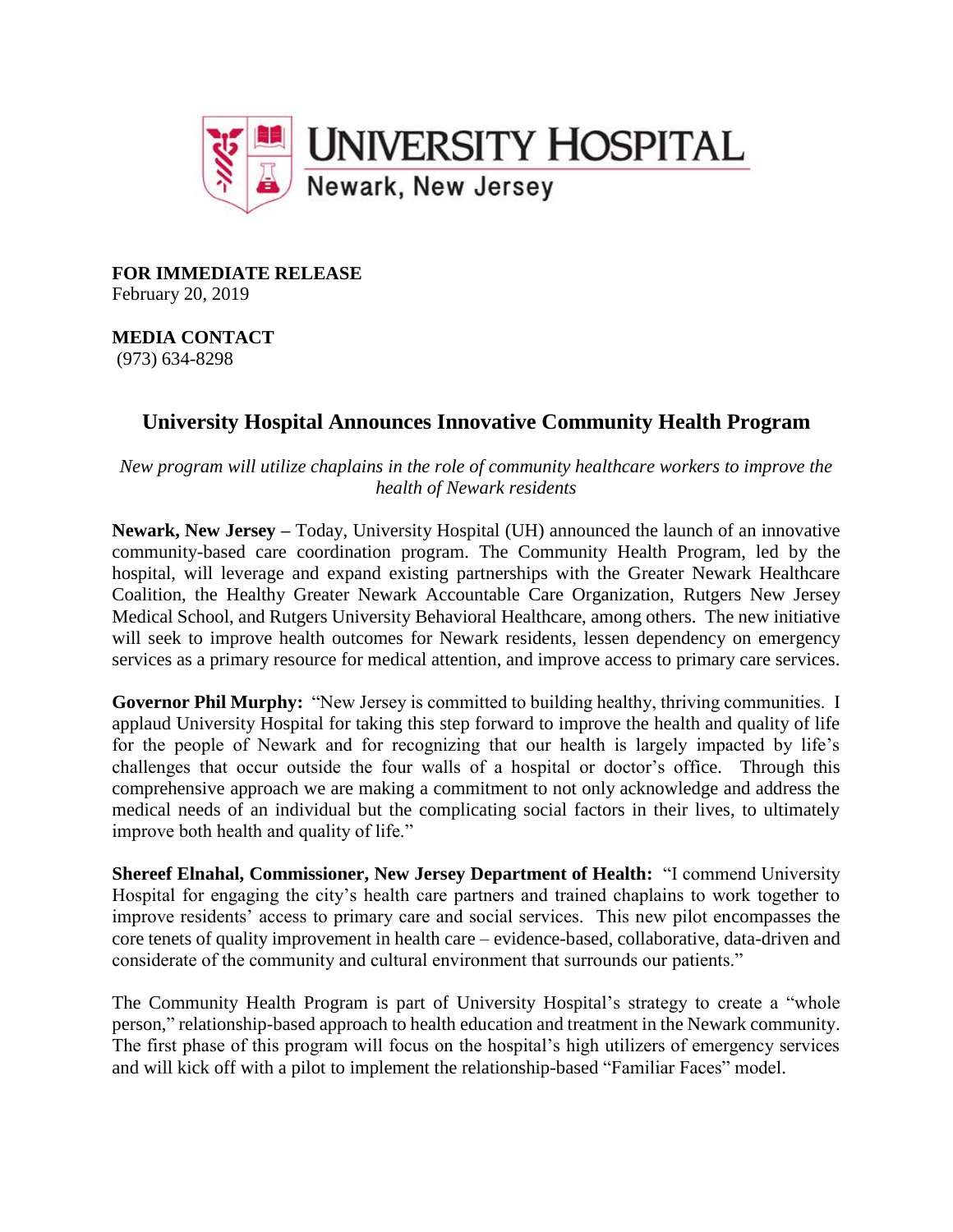**UNIVERSITY HOSPITAL**
Newark, New Jersey

**FOR IMMEDIATE RELEASE**
February 20, 2019

**MEDIA CONTACT**
(973) 634-8298

## University Hospital Announces Innovative Community Health Program

*New program will utilize chaplains in the role of community healthcare workers to improve the health of Newark residents*

**Newark, New Jersey –** Today, University Hospital (UH) announced the launch of an innovative community-based care coordination program. The Community Health Program, led by the hospital, will leverage and expand existing partnerships with the Greater Newark Healthcare Coalition, the Healthy Greater Newark Accountable Care Organization, Rutgers New Jersey Medical School, and Rutgers University Behavioral Healthcare, among others. The new initiative will seek to improve health outcomes for Newark residents, lessen dependency on emergency services as a primary resource for medical attention, and improve access to primary care services.

**Governor Phil Murphy:** "New Jersey is committed to building healthy, thriving communities. I applaud University Hospital for taking this step forward to improve the health and quality of life for the people of Newark and for recognizing that our health is largely impacted by life's challenges that occur outside the four walls of a hospital or doctor's office. Through this comprehensive approach we are making a commitment to not only acknowledge and address the medical needs of an individual but the complicating social factors in their lives, to ultimately improve both health and quality of life."

**Shereef Elnahal, Commissioner, New Jersey Department of Health:** "I commend University Hospital for engaging the city's health care partners and trained chaplains to work together to improve residents' access to primary care and social services. This new pilot encompasses the core tenets of quality improvement in health care – evidence-based, collaborative, data-driven and considerate of the community and cultural environment that surrounds our patients."

The Community Health Program is part of University Hospital's strategy to create a "whole person," relationship-based approach to health education and treatment in the Newark community. The first phase of this program will focus on the hospital's high utilizers of emergency services and will kick off with a pilot to implement the relationship-based "Familiar Faces" model.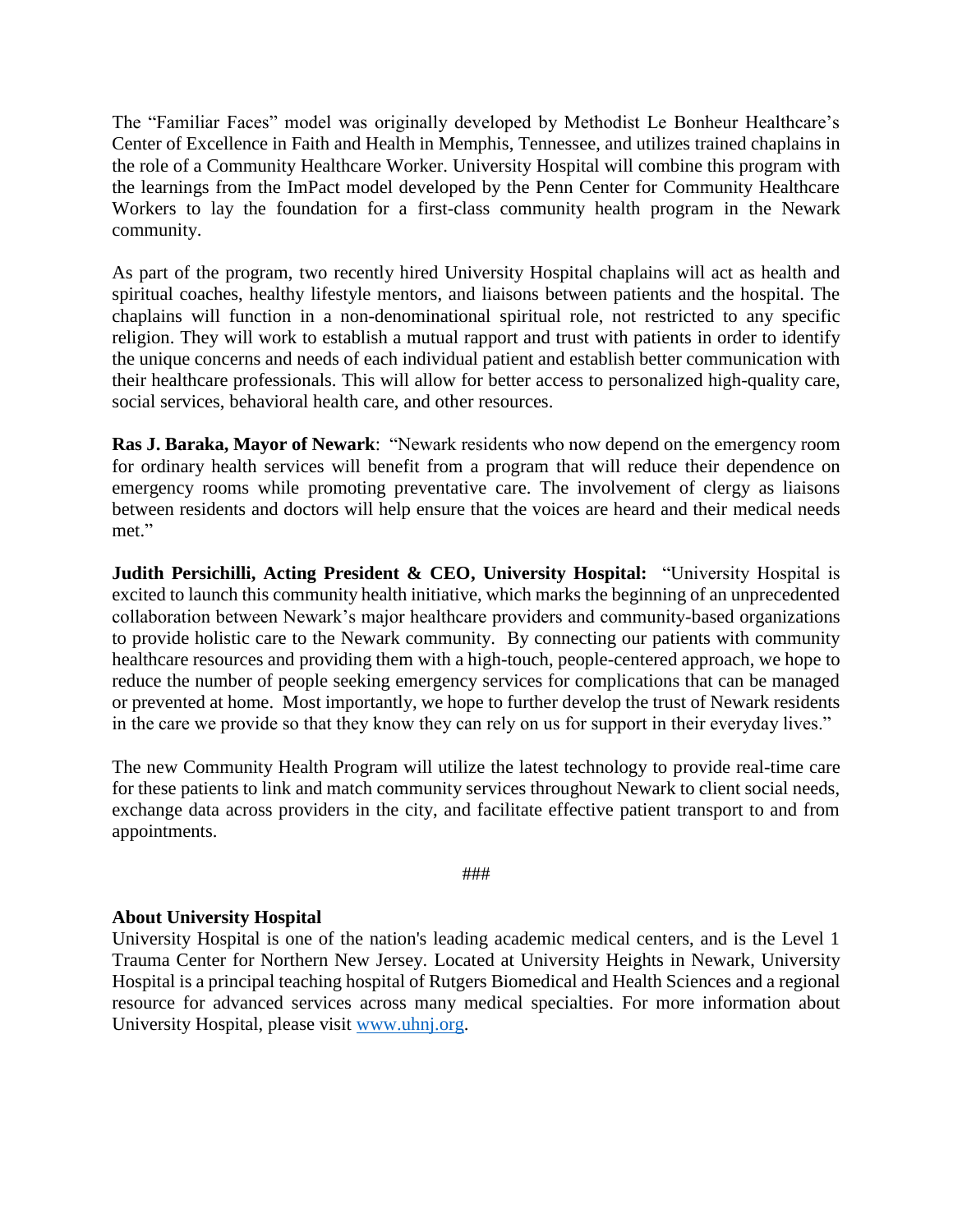The "Familiar Faces" model was originally developed by Methodist Le Bonheur Healthcare's Center of Excellence in Faith and Health in Memphis, Tennessee, and utilizes trained chaplains in the role of a Community Healthcare Worker. University Hospital will combine this program with the learnings from the ImPact model developed by the Penn Center for Community Healthcare Workers to lay the foundation for a first-class community health program in the Newark community.

As part of the program, two recently hired University Hospital chaplains will act as health and spiritual coaches, healthy lifestyle mentors, and liaisons between patients and the hospital. The chaplains will function in a non-denominational spiritual role, not restricted to any specific religion. They will work to establish a mutual rapport and trust with patients in order to identify the unique concerns and needs of each individual patient and establish better communication with their healthcare professionals. This will allow for better access to personalized high-quality care, social services, behavioral health care, and other resources.

**Ras J. Baraka, Mayor of Newark**: "Newark residents who now depend on the emergency room for ordinary health services will benefit from a program that will reduce their dependence on emergency rooms while promoting preventative care. The involvement of clergy as liaisons between residents and doctors will help ensure that the voices are heard and their medical needs met."

**Judith Persichilli, Acting President & CEO, University Hospital:** "University Hospital is excited to launch this community health initiative, which marks the beginning of an unprecedented collaboration between Newark's major healthcare providers and community-based organizations to provide holistic care to the Newark community. By connecting our patients with community healthcare resources and providing them with a high-touch, people-centered approach, we hope to reduce the number of people seeking emergency services for complications that can be managed or prevented at home. Most importantly, we hope to further develop the trust of Newark residents in the care we provide so that they know they can rely on us for support in their everyday lives."

The new Community Health Program will utilize the latest technology to provide real-time care for these patients to link and match community services throughout Newark to client social needs, exchange data across providers in the city, and facilitate effective patient transport to and from appointments.

###

**About University Hospital**

University Hospital is one of the nation's leading academic medical centers, and is the Level 1 Trauma Center for Northern New Jersey. Located at University Heights in Newark, University Hospital is a principal teaching hospital of Rutgers Biomedical and Health Sciences and a regional resource for advanced services across many medical specialties. For more information about University Hospital, please visit [www.uhnj.org](http://www.uhnj.org).